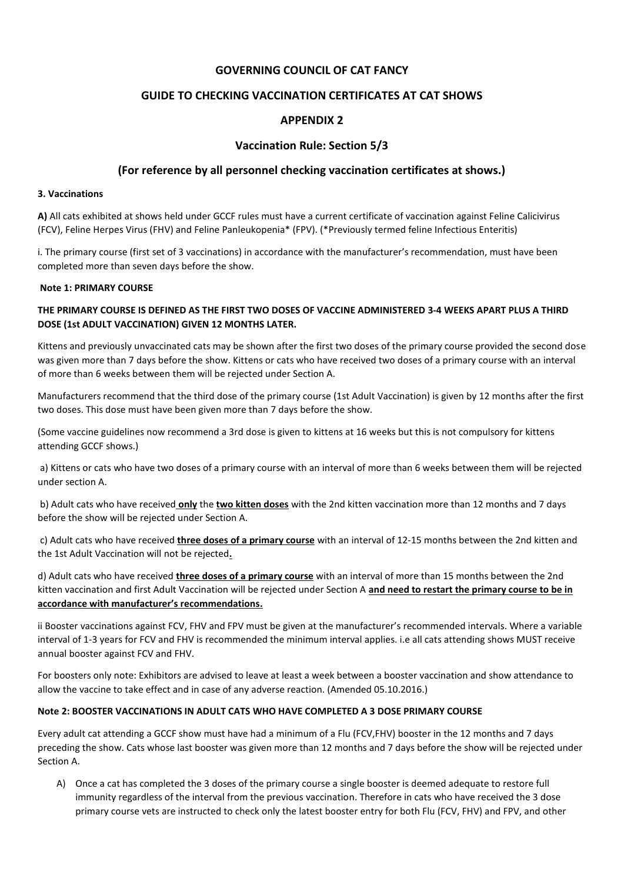# GOVERNING COUNCIL OF CAT FANCY

## GUIDE TO CHECKING VACCINATION CERTIFICATES AT CAT SHOWS

## APPENDIX 2

### Vaccination Rule: Section 5/3

### (For reference by all personnel checking vaccination certificates at shows.)

**3. Vaccinations**

**A)** All cats exhibited at shows held under GCCF rules must have a current certificate of vaccination against Feline Calicivirus (FCV), Feline Herpes Virus (FHV) and Feline Panleukopenia* (FPV). (*Previously termed feline Infectious Enteritis)

i. The primary course (first set of 3 vaccinations) in accordance with the manufacturer's recommendation, must have been completed more than seven days before the show.

**Note 1: PRIMARY COURSE**

**THE PRIMARY COURSE IS DEFINED AS THE FIRST TWO DOSES OF VACCINE ADMINISTERED 3-4 WEEKS APART PLUS A THIRD DOSE (1st ADULT VACCINATION) GIVEN 12 MONTHS LATER.**

Kittens and previously unvaccinated cats may be shown after the first two doses of the primary course provided the second dose was given more than 7 days before the show. Kittens or cats who have received two doses of a primary course with an interval of more than 6 weeks between them will be rejected under Section A.

Manufacturers recommend that the third dose of the primary course (1st Adult Vaccination) is given by 12 months after the first two doses. This dose must have been given more than 7 days before the show.

(Some vaccine guidelines now recommend a 3rd dose is given to kittens at 16 weeks but this is not compulsory for kittens attending GCCF shows.)

a) Kittens or cats who have two doses of a primary course with an interval of more than 6 weeks between them will be rejected under section A.

b) Adult cats who have received **only** the **two kitten doses** with the 2nd kitten vaccination more than 12 months and 7 days before the show will be rejected under Section A.

c) Adult cats who have received **three doses of a primary course** with an interval of 12-15 months between the 2nd kitten and the 1st Adult Vaccination will not be rejected**.**

d) Adult cats who have received **three doses of a primary course** with an interval of more than 15 months between the 2nd kitten vaccination and first Adult Vaccination will be rejected under Section A **and need to restart the primary course to be in accordance with manufacturer's recommendations.**

ii Booster vaccinations against FCV, FHV and FPV must be given at the manufacturer's recommended intervals. Where a variable interval of 1-3 years for FCV and FHV is recommended the minimum interval applies. i.e all cats attending shows MUST receive annual booster against FCV and FHV.

For boosters only note: Exhibitors are advised to leave at least a week between a booster vaccination and show attendance to allow the vaccine to take effect and in case of any adverse reaction. (Amended 05.10.2016.)

**Note 2: BOOSTER VACCINATIONS IN ADULT CATS WHO HAVE COMPLETED A 3 DOSE PRIMARY COURSE**

Every adult cat attending a GCCF show must have had a minimum of a Flu (FCV,FHV) booster in the 12 months and 7 days preceding the show. Cats whose last booster was given more than 12 months and 7 days before the show will be rejected under Section A.

A) Once a cat has completed the 3 doses of the primary course a single booster is deemed adequate to restore full immunity regardless of the interval from the previous vaccination. Therefore in cats who have received the 3 dose primary course vets are instructed to check only the latest booster entry for both Flu (FCV, FHV) and FPV, and other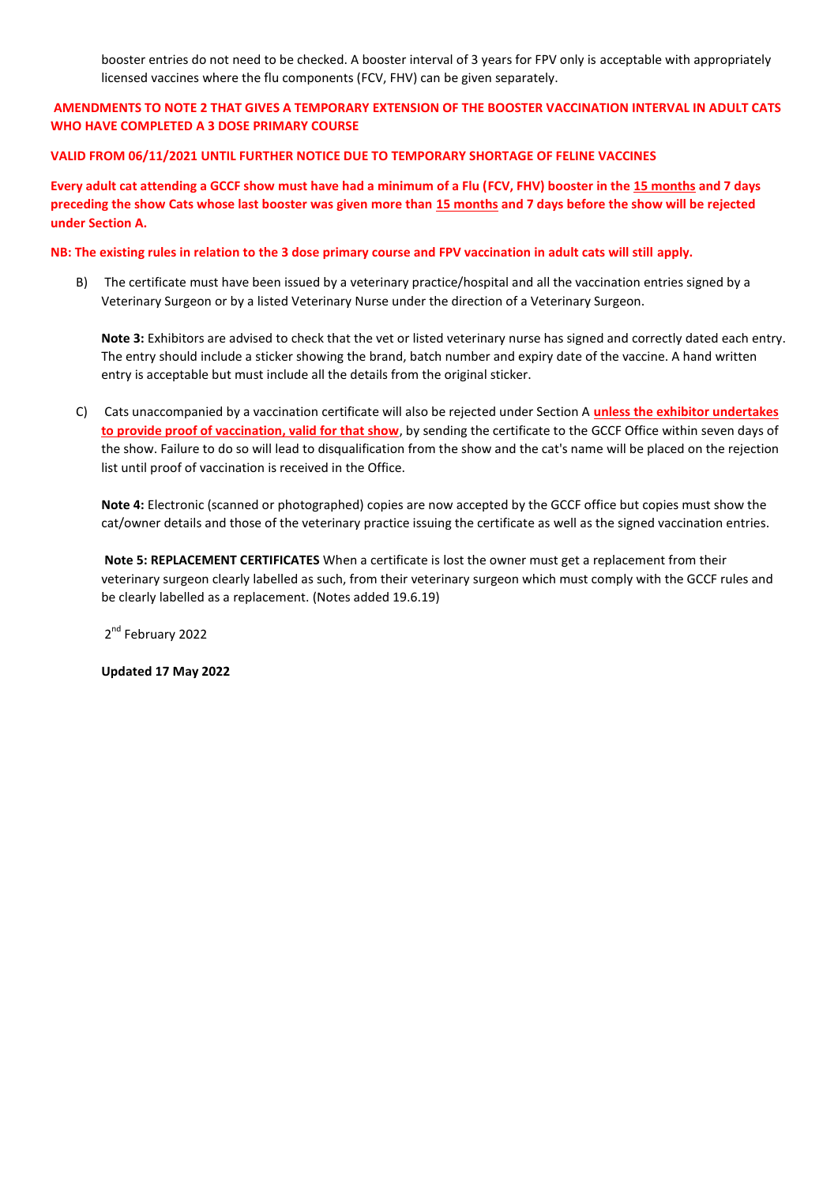booster entries do not need to be checked. A booster interval of 3 years for FPV only is acceptable with appropriately licensed vaccines where the flu components (FCV, FHV) can be given separately.

**AMENDMENTS TO NOTE 2 THAT GIVES A TEMPORARY EXTENSION OF THE BOOSTER VACCINATION INTERVAL IN ADULT CATS WHO HAVE COMPLETED A 3 DOSE PRIMARY COURSE**

**VALID FROM 06/11/2021 UNTIL FURTHER NOTICE DUE TO TEMPORARY SHORTAGE OF FELINE VACCINES**

**Every adult cat attending a GCCF show must have had a minimum of a Flu (FCV, FHV) booster in the 15 months and 7 days preceding the show Cats whose last booster was given more than 15 months and 7 days before the show will be rejected under Section A.**

**NB: The existing rules in relation to the 3 dose primary course and FPV vaccination in adult cats will still apply.**

B) The certificate must have been issued by a veterinary practice/hospital and all the vaccination entries signed by a Veterinary Surgeon or by a listed Veterinary Nurse under the direction of a Veterinary Surgeon.

**Note 3:** Exhibitors are advised to check that the vet or listed veterinary nurse has signed and correctly dated each entry. The entry should include a sticker showing the brand, batch number and expiry date of the vaccine. A hand written entry is acceptable but must include all the details from the original sticker.

C) Cats unaccompanied by a vaccination certificate will also be rejected under Section A **unless the exhibitor undertakes to provide proof of vaccination, valid for that show**, by sending the certificate to the GCCF Office within seven days of the show. Failure to do so will lead to disqualification from the show and the cat's name will be placed on the rejection list until proof of vaccination is received in the Office.

**Note 4:** Electronic (scanned or photographed) copies are now accepted by the GCCF office but copies must show the cat/owner details and those of the veterinary practice issuing the certificate as well as the signed vaccination entries.

**Note 5: REPLACEMENT CERTIFICATES** When a certificate is lost the owner must get a replacement from their veterinary surgeon clearly labelled as such, from their veterinary surgeon which must comply with the GCCF rules and be clearly labelled as a replacement. (Notes added 19.6.19)

2nd February 2022

**Updated 17 May 2022**